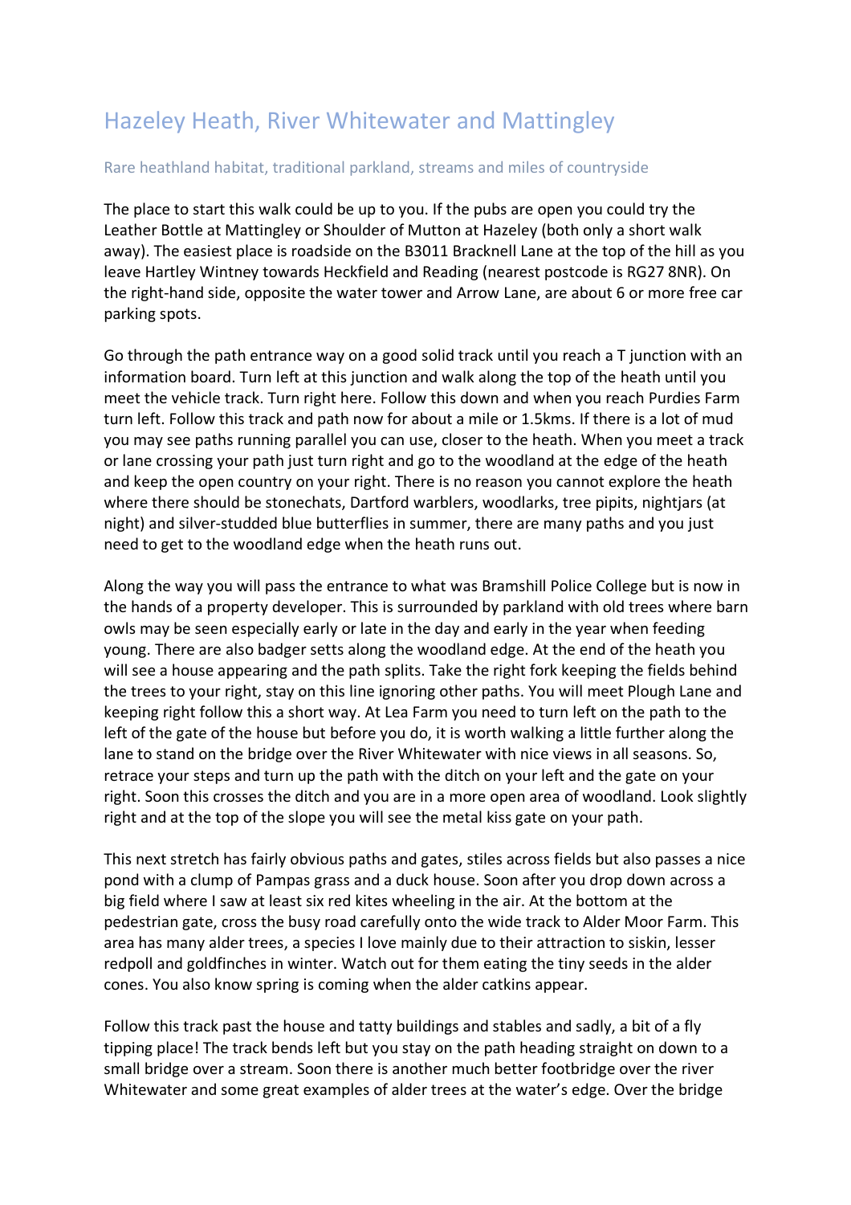# Hazeley Heath, River Whitewater and Mattingley

## Rare heathland habitat, traditional parkland, streams and miles of countryside

The place to start this walk could be up to you. If the pubs are open you could try the Leather Bottle at Mattingley or Shoulder of Mutton at Hazeley (both only a short walk away). The easiest place is roadside on the B3011 Bracknell Lane at the top of the hill as you leave Hartley Wintney towards Heckfield and Reading (nearest postcode is RG27 8NR). On the right-hand side, opposite the water tower and Arrow Lane, are about 6 or more free car parking spots.

Go through the path entrance way on a good solid track until you reach a T junction with an information board. Turn left at this junction and walk along the top of the heath until you meet the vehicle track. Turn right here. Follow this down and when you reach Purdies Farm turn left. Follow this track and path now for about a mile or 1.5kms. If there is a lot of mud you may see paths running parallel you can use, closer to the heath. When you meet a track or lane crossing your path just turn right and go to the woodland at the edge of the heath and keep the open country on your right. There is no reason you cannot explore the heath where there should be stonechats, Dartford warblers, woodlarks, tree pipits, nightjars (at night) and silver-studded blue butterflies in summer, there are many paths and you just need to get to the woodland edge when the heath runs out.

Along the way you will pass the entrance to what was Bramshill Police College but is now in the hands of a property developer. This is surrounded by parkland with old trees where barn owls may be seen especially early or late in the day and early in the year when feeding young. There are also badger setts along the woodland edge. At the end of the heath you will see a house appearing and the path splits. Take the right fork keeping the fields behind the trees to your right, stay on this line ignoring other paths. You will meet Plough Lane and keeping right follow this a short way. At Lea Farm you need to turn left on the path to the left of the gate of the house but before you do, it is worth walking a little further along the lane to stand on the bridge over the River Whitewater with nice views in all seasons. So, retrace your steps and turn up the path with the ditch on your left and the gate on your right. Soon this crosses the ditch and you are in a more open area of woodland. Look slightly right and at the top of the slope you will see the metal kiss gate on your path.

This next stretch has fairly obvious paths and gates, stiles across fields but also passes a nice pond with a clump of Pampas grass and a duck house. Soon after you drop down across a big field where I saw at least six red kites wheeling in the air. At the bottom at the pedestrian gate, cross the busy road carefully onto the wide track to Alder Moor Farm. This area has many alder trees, a species I love mainly due to their attraction to siskin, lesser redpoll and goldfinches in winter. Watch out for them eating the tiny seeds in the alder cones. You also know spring is coming when the alder catkins appear.

Follow this track past the house and tatty buildings and stables and sadly, a bit of a fly tipping place! The track bends left but you stay on the path heading straight on down to a small bridge over a stream. Soon there is another much better footbridge over the river Whitewater and some great examples of alder trees at the water's edge. Over the bridge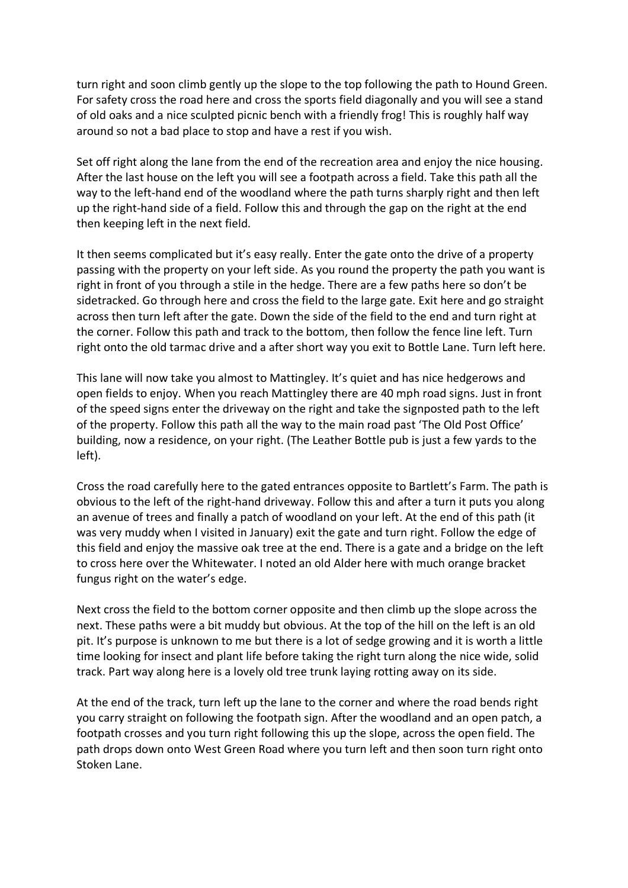turn right and soon climb gently up the slope to the top following the path to Hound Green. For safety cross the road here and cross the sports field diagonally and you will see a stand of old oaks and a nice sculpted picnic bench with a friendly frog! This is roughly half way around so not a bad place to stop and have a rest if you wish.

Set off right along the lane from the end of the recreation area and enjoy the nice housing. After the last house on the left you will see a footpath across a field. Take this path all the way to the left-hand end of the woodland where the path turns sharply right and then left up the right-hand side of a field. Follow this and through the gap on the right at the end then keeping left in the next field.

It then seems complicated but it's easy really. Enter the gate onto the drive of a property passing with the property on your left side. As you round the property the path you want is right in front of you through a stile in the hedge. There are a few paths here so don't be sidetracked. Go through here and cross the field to the large gate. Exit here and go straight across then turn left after the gate. Down the side of the field to the end and turn right at the corner. Follow this path and track to the bottom, then follow the fence line left. Turn right onto the old tarmac drive and a after short way you exit to Bottle Lane. Turn left here.

This lane will now take you almost to Mattingley. It's quiet and has nice hedgerows and open fields to enjoy. When you reach Mattingley there are 40 mph road signs. Just in front of the speed signs enter the driveway on the right and take the signposted path to the left of the property. Follow this path all the way to the main road past 'The Old Post Office' building, now a residence, on your right. (The Leather Bottle pub is just a few yards to the left).

Cross the road carefully here to the gated entrances opposite to Bartlett's Farm. The path is obvious to the left of the right-hand driveway. Follow this and after a turn it puts you along an avenue of trees and finally a patch of woodland on your left. At the end of this path (it was very muddy when I visited in January) exit the gate and turn right. Follow the edge of this field and enjoy the massive oak tree at the end. There is a gate and a bridge on the left to cross here over the Whitewater. I noted an old Alder here with much orange bracket fungus right on the water's edge.

Next cross the field to the bottom corner opposite and then climb up the slope across the next. These paths were a bit muddy but obvious. At the top of the hill on the left is an old pit. It's purpose is unknown to me but there is a lot of sedge growing and it is worth a little time looking for insect and plant life before taking the right turn along the nice wide, solid track. Part way along here is a lovely old tree trunk laying rotting away on its side.

At the end of the track, turn left up the lane to the corner and where the road bends right you carry straight on following the footpath sign. After the woodland and an open patch, a footpath crosses and you turn right following this up the slope, across the open field. The path drops down onto West Green Road where you turn left and then soon turn right onto Stoken Lane.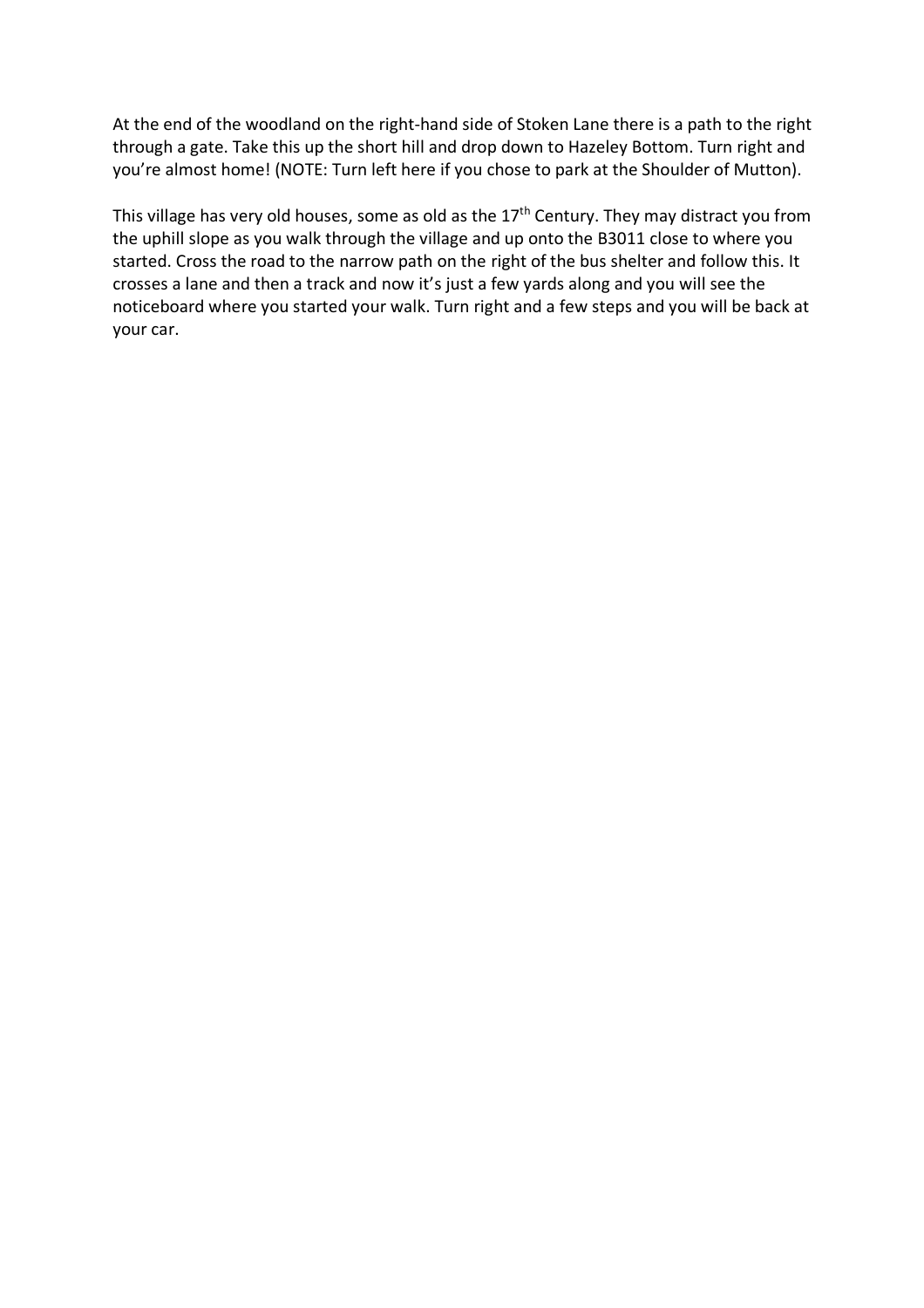At the end of the woodland on the right-hand side of Stoken Lane there is a path to the right through a gate. Take this up the short hill and drop down to Hazeley Bottom. Turn right and you're almost home! (NOTE: Turn left here if you chose to park at the Shoulder of Mutton).

This village has very old houses, some as old as the 17th Century. They may distract you from the uphill slope as you walk through the village and up onto the B3011 close to where you started. Cross the road to the narrow path on the right of the bus shelter and follow this. It crosses a lane and then a track and now it's just a few yards along and you will see the noticeboard where you started your walk. Turn right and a few steps and you will be back at your car.